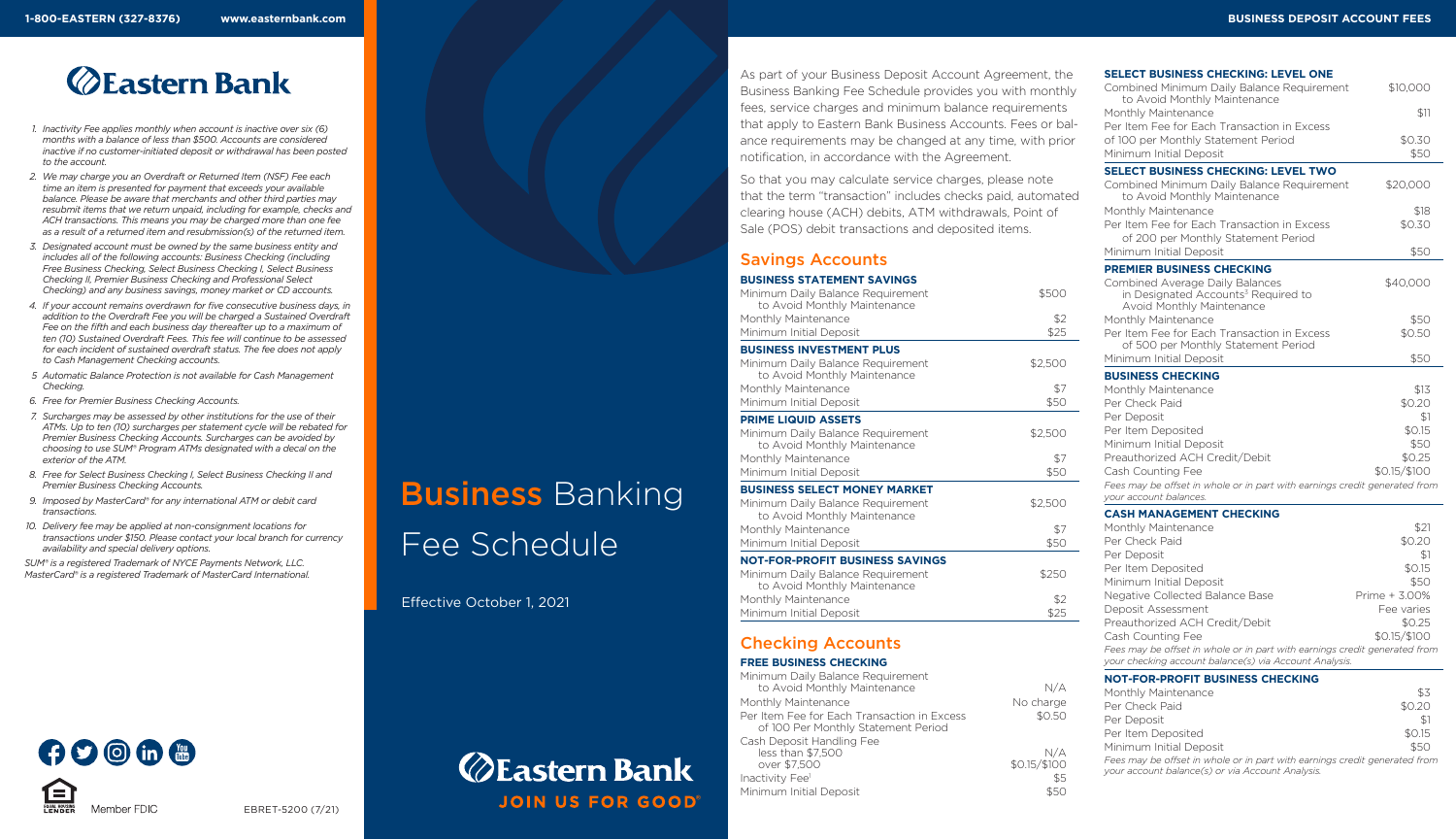# Eastern Bank

1-800-EASTERN (327-8376) www.easternbank.com

1. *Inactivity Fee applies monthly when account is inactive over six (6) months with a balance of less than $500. Accounts are considered inactive if no customer-initiated deposit or withdrawal has been posted to the account.*
2. *We may charge you an Overdraft or Returned Item (NSF) Fee each time an item is presented for payment that exceeds your available balance. Please be aware that merchants and other third parties may resubmit items that we return unpaid, including for example, checks and ACH transactions. This means you may be charged more than one fee as a result of a returned item and resubmission(s) of the returned item.*
3. *Designated account must be owned by the same business entity and includes all of the following accounts: Business Checking (including Free Business Checking, Select Business Checking I, Select Business Checking II, Premier Business Checking and Professional Select Checking) and any business savings, money market or CD accounts.*
4. *If your account remains overdrawn for five consecutive business days, in addition to the Overdraft Fee you will be charged a Sustained Overdraft Fee on the fifth and each business day thereafter up to a maximum of ten (10) Sustained Overdraft Fees. This fee will continue to be assessed for each incident of sustained overdraft status. The fee does not apply to Cash Management Checking accounts.*
5. *Automatic Balance Protection is not available for Cash Management Checking.*
6. *Free for Premier Business Checking Accounts.*
7. *Surcharges may be assessed by other institutions for the use of their ATMs. Up to ten (10) surcharges per statement cycle will be rebated for Premier Business Checking Accounts. Surcharges can be avoided by choosing to use SUM® Program ATMs designated with a decal on the exterior of the ATM.*
8. *Free for Select Business Checking I, Select Business Checking II and Premier Business Checking Accounts.*
9. *Imposed by MasterCard® for any international ATM or debit card transactions.*
10. *Delivery fee may be applied at non-consignment locations for transactions under $150. Please contact your local branch for currency availability and special delivery options.*

*SUM® is a registered Trademark of NYCE Payments Network, LLC. MasterCard® is a registered Trademark of MasterCard International.*

Member FDIC

EBRET-5200 (7/21)

# Business Banking Fee Schedule

Effective October 1, 2021

Eastern Bank
JOIN US FOR GOOD®

## BUSINESS DEPOSIT ACCOUNT FEES

As part of your Business Deposit Account Agreement, the Business Banking Fee Schedule provides you with monthly fees, service charges and minimum balance requirements that apply to Eastern Bank Business Accounts. Fees or balance requirements may be changed at any time, with prior notification, in accordance with the Agreement.

So that you may calculate service charges, please note that the term "transaction" includes checks paid, automated clearing house (ACH) debits, ATM withdrawals, Point of Sale (POS) debit transactions and deposited items.

## Savings Accounts

### BUSINESS STATEMENT SAVINGS

| | |
|---|---|
| Minimum Daily Balance Requirement to Avoid Monthly Maintenance | $500 |
| Monthly Maintenance | $2 |
| Minimum Initial Deposit | $25 |

### BUSINESS INVESTMENT PLUS

| | |
|---|---|
| Minimum Daily Balance Requirement to Avoid Monthly Maintenance | $2,500 |
| Monthly Maintenance | $7 |
| Minimum Initial Deposit | $50 |

### PRIME LIQUID ASSETS

| | |
|---|---|
| Minimum Daily Balance Requirement to Avoid Monthly Maintenance | $2,500 |
| Monthly Maintenance | $7 |
| Minimum Initial Deposit | $50 |

### BUSINESS SELECT MONEY MARKET

| | |
|---|---|
| Minimum Daily Balance Requirement to Avoid Monthly Maintenance | $2,500 |
| Monthly Maintenance | $7 |
| Minimum Initial Deposit | $50 |

### NOT-FOR-PROFIT BUSINESS SAVINGS

| | |
|---|---|
| Minimum Daily Balance Requirement to Avoid Monthly Maintenance | $250 |
| Monthly Maintenance | $2 |
| Minimum Initial Deposit | $25 |

## Checking Accounts

### FREE BUSINESS CHECKING

| | |
|---|---|
| Minimum Daily Balance Requirement to Avoid Monthly Maintenance | N/A |
| Monthly Maintenance | No charge |
| Per Item Fee for Each Transaction in Excess of 100 Per Monthly Statement Period | $0.50 |
| Cash Deposit Handling Fee | |
| less than $7,500 | N/A |
| over $7,500 | $0.15/$100 |
| Inactivity Fee[1] | $5 |
| Minimum Initial Deposit | $50 |

### SELECT BUSINESS CHECKING: LEVEL ONE

| | |
|---|---|
| Combined Minimum Daily Balance Requirement to Avoid Monthly Maintenance | $10,000 |
| Monthly Maintenance | $11 |
| Per Item Fee for Each Transaction in Excess of 100 per Monthly Statement Period | $0.30 |
| Minimum Initial Deposit | $50 |

### SELECT BUSINESS CHECKING: LEVEL TWO

| | |
|---|---|
| Combined Minimum Daily Balance Requirement to Avoid Monthly Maintenance | $20,000 |
| Monthly Maintenance | $18 |
| Per Item Fee for Each Transaction in Excess of 200 per Monthly Statement Period | $0.30 |
| Minimum Initial Deposit | $50 |

### PREMIER BUSINESS CHECKING

| | |
|---|---|
| Combined Average Daily Balances in Designated Accounts[3] Required to Avoid Monthly Maintenance | $40,000 |
| Monthly Maintenance | $50 |
| Per Item Fee for Each Transaction in Excess of 500 per Monthly Statement Period | $0.50 |
| Minimum Initial Deposit | $50 |

### BUSINESS CHECKING

| | |
|---|---|
| Monthly Maintenance | $13 |
| Per Check Paid | $0.20 |
| Per Deposit | $1 |
| Per Item Deposited | $0.15 |
| Minimum Initial Deposit | $50 |
| Preauthorized ACH Credit/Debit | $0.25 |
| Cash Counting Fee | $0.15/$100 |

*Fees may be offset in whole or in part with earnings credit generated from your account balances.*

### CASH MANAGEMENT CHECKING

| | |
|---|---|
| Monthly Maintenance | $21 |
| Per Check Paid | $0.20 |
| Per Deposit | $1 |
| Per Item Deposited | $0.15 |
| Minimum Initial Deposit | $50 |
| Negative Collected Balance Base | Prime + 3.00% |
| Deposit Assessment | Fee varies |
| Preauthorized ACH Credit/Debit | $0.25 |
| Cash Counting Fee | $0.15/$100 |

*Fees may be offset in whole or in part with earnings credit generated from your checking account balance(s) via Account Analysis.*

### NOT-FOR-PROFIT BUSINESS CHECKING

| | |
|---|---|
| Monthly Maintenance | $3 |
| Per Check Paid | $0.20 |
| Per Deposit | $1 |
| Per Item Deposited | $0.15 |
| Minimum Initial Deposit | $50 |

*Fees may be offset in whole or in part with earnings credit generated from your account balance(s) or via Account Analysis.*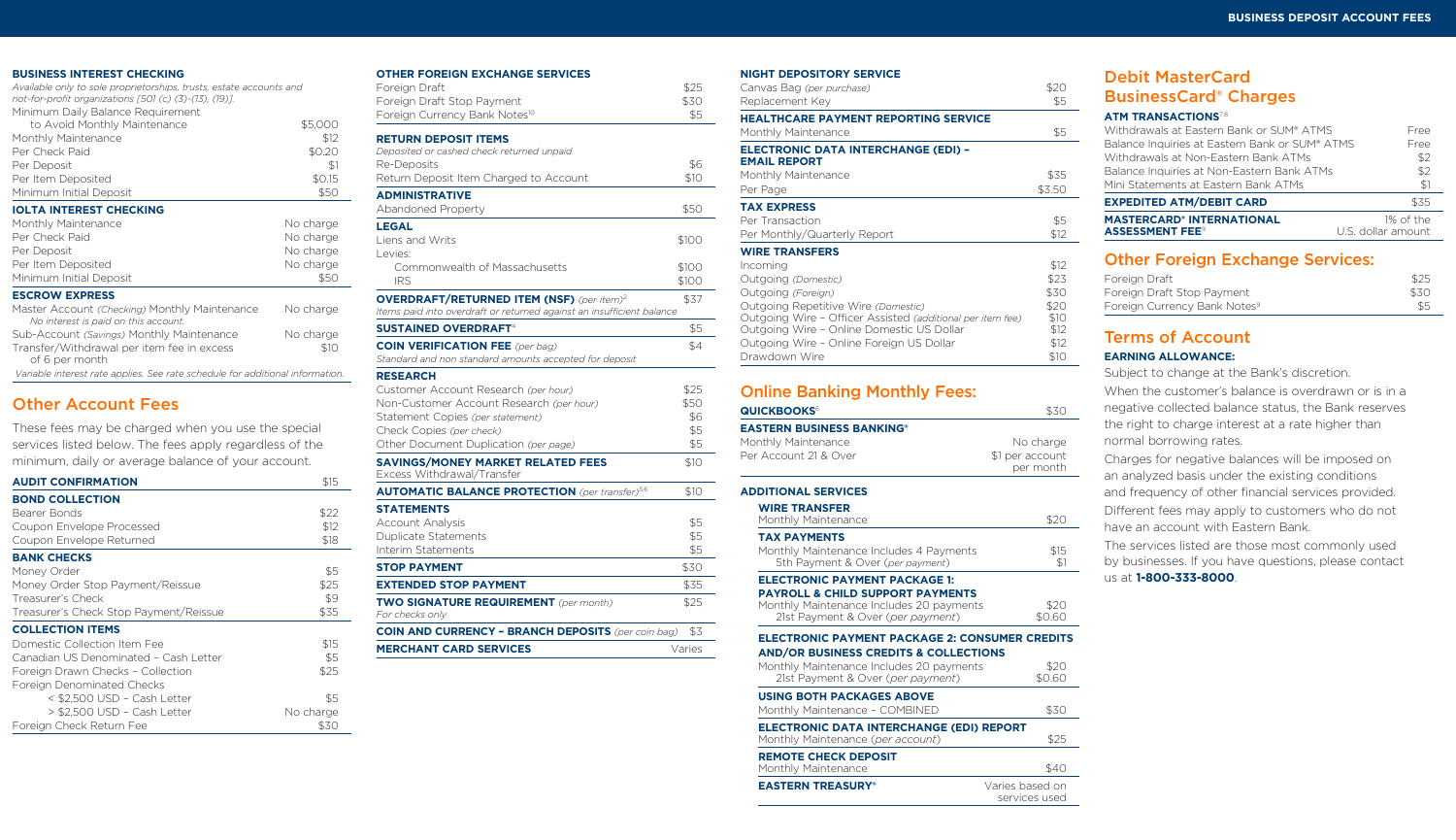## BUSINESS INTEREST CHECKING

*Available only to sole proprietorships, trusts, estate accounts and not-for-profit organizations [501 (c) (3)-(13), (19)].*

| | |
|---|---|
| Minimum Daily Balance Requirement to Avoid Monthly Maintenance | $5,000 |
| Monthly Maintenance | $12 |
| Per Check Paid | $0.20 |
| Per Deposit | $1 |
| Per Item Deposited | $0.15 |
| Minimum Initial Deposit | $50 |

## IOLTA INTEREST CHECKING

| | |
|---|---|
| Monthly Maintenance | No charge |
| Per Check Paid | No charge |
| Per Deposit | No charge |
| Per Item Deposited | No charge |
| Minimum Initial Deposit | $50 |

## ESCROW EXPRESS

| | |
|---|---|
| Master Account *(Checking)* Monthly Maintenance *No interest is paid on this account.* | No charge |
| Sub-Account *(Savings)* Monthly Maintenance | No charge |
| Transfer/Withdrawal per item fee in excess of 6 per month | $10 |

*Variable interest rate applies. See rate schedule for additional information.*

## Other Account Fees

These fees may be charged when you use the special services listed below. The fees apply regardless of the minimum, daily or average balance of your account.

| | |
|---|---|
| **AUDIT CONFIRMATION** | $15 |
| **BOND COLLECTION** | |
| Bearer Bonds | $22 |
| Coupon Envelope Processed | $12 |
| Coupon Envelope Returned | $18 |
| **BANK CHECKS** | |
| Money Order | $5 |
| Money Order Stop Payment/Reissue | $25 |
| Treasurer's Check | $9 |
| Treasurer's Check Stop Payment/Reissue | $35 |
| **COLLECTION ITEMS** | |
| Domestic Collection Item Fee | $15 |
| Canadian US Denominated - Cash Letter | $5 |
| Foreign Drawn Checks - Collection | $25 |
| Foreign Denominated Checks | |
| < $2,500 USD - Cash Letter | $5 |
| > $2,500 USD - Cash Letter | No charge |
| Foreign Check Return Fee | $30 |

| | |
|---|---|
| **OTHER FOREIGN EXCHANGE SERVICES** | |
| Foreign Draft | $25 |
| Foreign Draft Stop Payment | $30 |
| Foreign Currency Bank Notes[10] | $5 |
| **RETURN DEPOSIT ITEMS** *Deposited or cashed check returned unpaid* | |
| Re-Deposits | $6 |
| Return Deposit Item Charged to Account | $10 |
| **ADMINISTRATIVE** | |
| Abandoned Property | $50 |
| **LEGAL** | |
| Liens and Writs | $100 |
| Levies: | |
| Commonwealth of Massachusetts | $100 |
| IRS | $100 |
| **OVERDRAFT/RETURNED ITEM (NSF)** *(per item)*[2] *Items paid into overdraft or returned against an insufficient balance* | $37 |
| **SUSTAINED OVERDRAFT**[4] | $5 |
| **COIN VERIFICATION FEE** *(per bag)* *Standard and non standard amounts accepted for deposit* | $4 |
| **RESEARCH** | |
| Customer Account Research *(per hour)* | $25 |
| Non-Customer Account Research *(per hour)* | $50 |
| Statement Copies *(per statement)* | $6 |
| Check Copies *(per check)* | $5 |
| Other Document Duplication *(per page)* | $5 |
| **SAVINGS/MONEY MARKET RELATED FEES** Excess Withdrawal/Transfer | $10 |
| **AUTOMATIC BALANCE PROTECTION** *(per transfer)*[5,6] | $10 |
| **STATEMENTS** | |
| Account Analysis | $5 |
| Duplicate Statements | $5 |
| Interim Statements | $5 |
| **STOP PAYMENT** | $30 |
| **EXTENDED STOP PAYMENT** | $35 |
| **TWO SIGNATURE REQUIREMENT** *(per month)* *For checks only* | $25 |
| **COIN AND CURRENCY – BRANCH DEPOSITS** *(per coin bag)* | $3 |
| **MERCHANT CARD SERVICES** | Varies |

| | |
|---|---|
| **NIGHT DEPOSITORY SERVICE** | |
| Canvas Bag *(per purchase)* | $20 |
| Replacement Key | $5 |
| **HEALTHCARE PAYMENT REPORTING SERVICE** | |
| Monthly Maintenance | $5 |
| **ELECTRONIC DATA INTERCHANGE (EDI) – EMAIL REPORT** | |
| Monthly Maintenance | $35 |
| Per Page | $3.50 |
| **TAX EXPRESS** | |
| Per Transaction | $5 |
| Per Monthly/Quarterly Report | $12 |
| **WIRE TRANSFERS** | |
| Incoming | $12 |
| Outgoing *(Domestic)* | $23 |
| Outgoing *(Foreign)* | $30 |
| Outgoing Repetitive Wire *(Domestic)* | $20 |
| Outgoing Wire – Officer Assisted *(additional per item fee)* | $10 |
| Outgoing Wire – Online Domestic US Dollar | $12 |
| Outgoing Wire – Online Foreign US Dollar | $12 |
| Drawdown Wire | $10 |

## Online Banking Monthly Fees:

| | |
|---|---|
| **QUICKBOOKS**[6] | $30 |
| **EASTERN BUSINESS BANKING®** | |
| Monthly Maintenance | No charge |
| Per Account 21 & Over | $1 per account per month |

**ADDITIONAL SERVICES**

| | |
|---|---|
| **WIRE TRANSFER** | |
| Monthly Maintenance | $20 |
| **TAX PAYMENTS** | |
| Monthly Maintenance Includes 4 Payments | $15 |
| 5th Payment & Over *(per payment)* | $1 |
| **ELECTRONIC PAYMENT PACKAGE 1: PAYROLL & CHILD SUPPORT PAYMENTS** | |
| Monthly Maintenance Includes 20 payments | $20 |
| 21st Payment & Over *(per payment)* | $0.60 |
| **ELECTRONIC PAYMENT PACKAGE 2: CONSUMER CREDITS AND/OR BUSINESS CREDITS & COLLECTIONS** | |
| Monthly Maintenance Includes 20 payments | $20 |
| 21st Payment & Over *(per payment)* | $0.60 |
| **USING BOTH PACKAGES ABOVE** | |
| Monthly Maintenance – COMBINED | $30 |
| **ELECTRONIC DATA INTERCHANGE (EDI) REPORT** | |
| Monthly Maintenance *(per account)* | $25 |
| **REMOTE CHECK DEPOSIT** | |
| Monthly Maintenance | $40 |
| **EASTERN TREASURY®** | Varies based on services used |

## Debit MasterCard BusinessCard® Charges

| | |
|---|---|
| **ATM TRANSACTIONS**[7,8] | |
| Withdrawals at Eastern Bank or SUM® ATMS | Free |
| Balance Inquiries at Eastern Bank or SUM® ATMS | Free |
| Withdrawals at Non-Eastern Bank ATMs | $2 |
| Balance Inquiries at Non-Eastern Bank ATMs | $2 |
| Mini Statements at Eastern Bank ATMs | $1 |
| **EXPEDITED ATM/DEBIT CARD** | $35 |
| **MASTERCARD® INTERNATIONAL ASSESSMENT FEE**[9] | 1% of the U.S. dollar amount |

## Other Foreign Exchange Services:

| | |
|---|---|
| Foreign Draft | $25 |
| Foreign Draft Stop Payment | $30 |
| Foreign Currency Bank Notes[9] | $5 |

## Terms of Account

**EARNING ALLOWANCE:**

Subject to change at the Bank's discretion.

When the customer's balance is overdrawn or is in a negative collected balance status, the Bank reserves the right to charge interest at a rate higher than normal borrowing rates.

Charges for negative balances will be imposed on an analyzed basis under the existing conditions and frequency of other financial services provided.

Different fees may apply to customers who do not have an account with Eastern Bank.

The services listed are those most commonly used by businesses. If you have questions, please contact us at **1-800-333-8000**.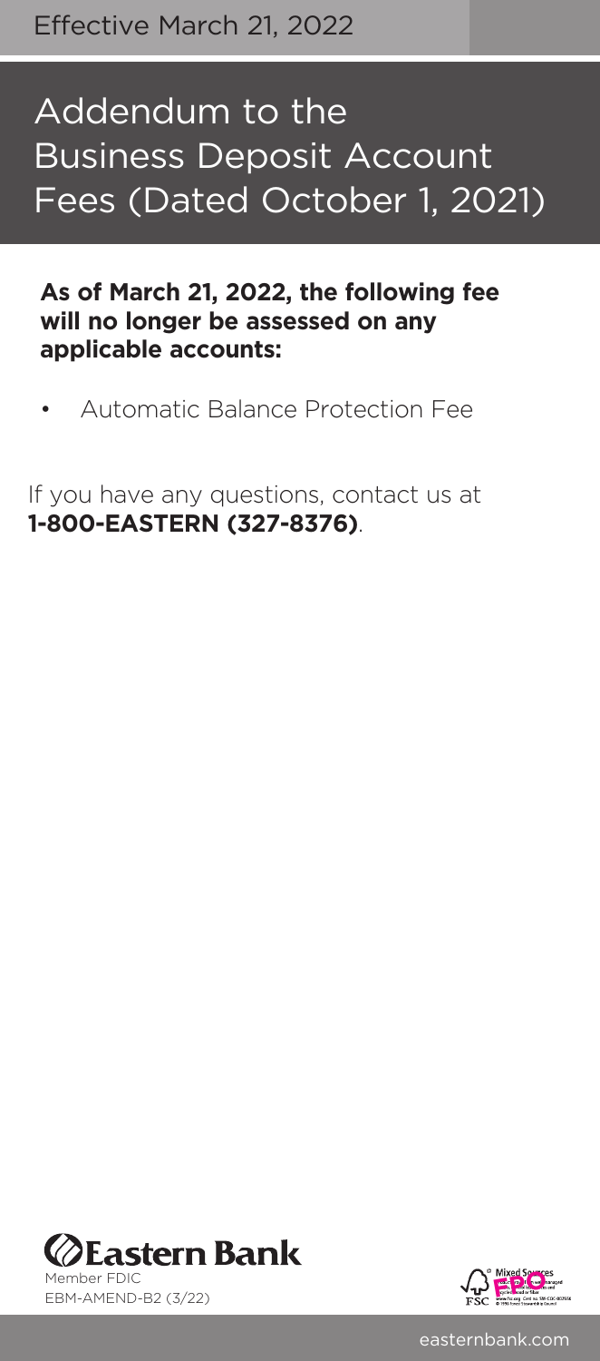Effective March 21, 2022

# Addendum to the Business Deposit Account Fees (Dated October 1, 2021)

**As of March 21, 2022, the following fee will no longer be assessed on any applicable accounts:**

- Automatic Balance Protection Fee

If you have any questions, contact us at **1-800-EASTERN (327-8376)**.

Eastern Bank

Member FDIC

EBM-AMEND-B2 (3/22)

easternbank.com